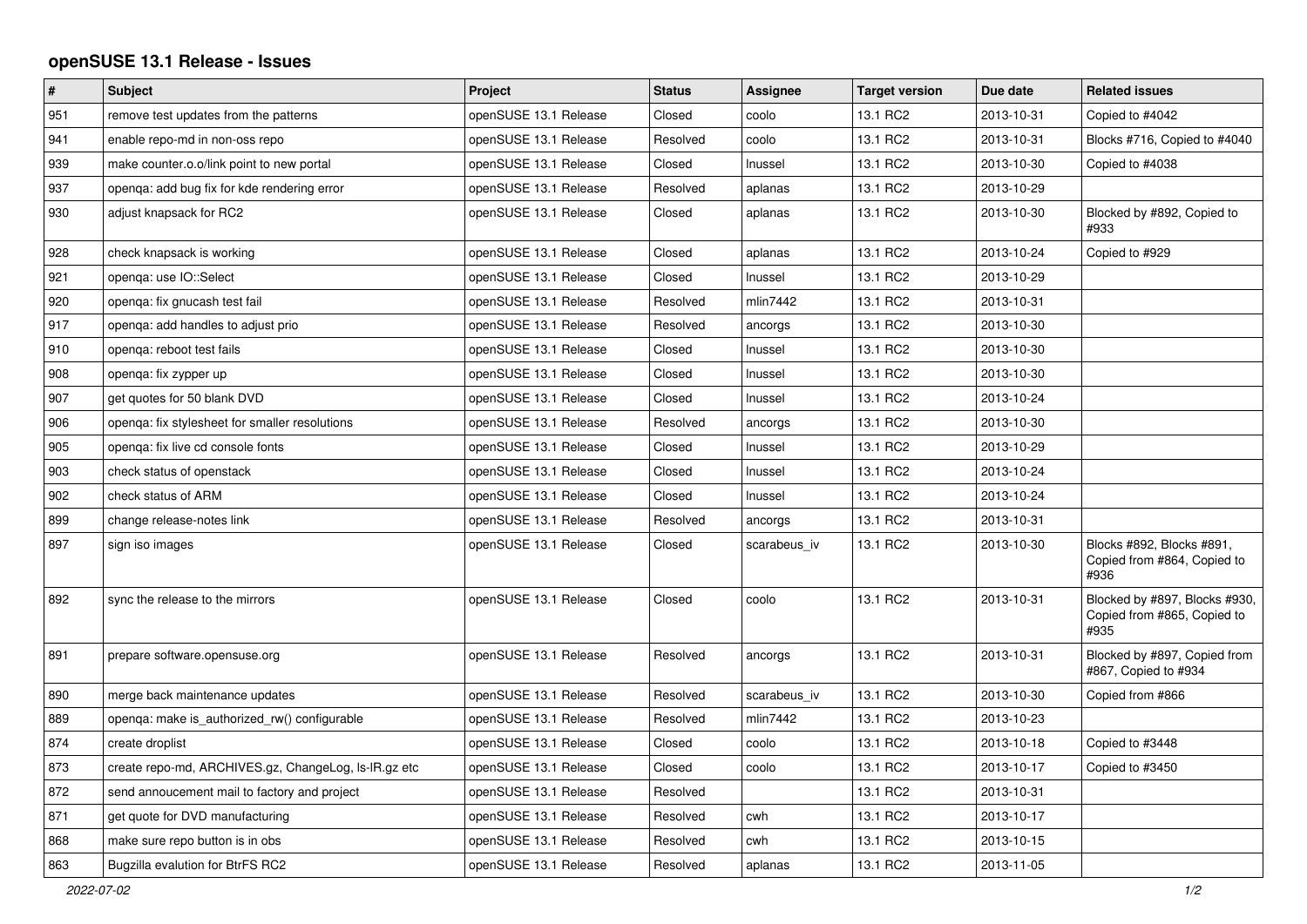# openSUSE 13.1 Release - Issues

| # | Subject | Project | Status | Assignee | Target version | Due date | Related issues |
|---|---|---|---|---|---|---|---|
| 951 | remove test updates from the patterns | openSUSE 13.1 Release | Closed | coolo | 13.1 RC2 | 2013-10-31 | Copied to #4042 |
| 941 | enable repo-md in non-oss repo | openSUSE 13.1 Release | Resolved | coolo | 13.1 RC2 | 2013-10-31 | Blocks #716, Copied to #4040 |
| 939 | make counter.o.o/link point to new portal | openSUSE 13.1 Release | Closed | lnussel | 13.1 RC2 | 2013-10-30 | Copied to #4038 |
| 937 | openqa: add bug fix for kde rendering error | openSUSE 13.1 Release | Resolved | aplanas | 13.1 RC2 | 2013-10-29 | |
| 930 | adjust knapsack for RC2 | openSUSE 13.1 Release | Closed | aplanas | 13.1 RC2 | 2013-10-30 | Blocked by #892, Copied to #933 |
| 928 | check knapsack is working | openSUSE 13.1 Release | Closed | aplanas | 13.1 RC2 | 2013-10-24 | Copied to #929 |
| 921 | openqa: use IO::Select | openSUSE 13.1 Release | Closed | lnussel | 13.1 RC2 | 2013-10-29 | |
| 920 | openqa: fix gnucash test fail | openSUSE 13.1 Release | Resolved | mlin7442 | 13.1 RC2 | 2013-10-31 | |
| 917 | openqa: add handles to adjust prio | openSUSE 13.1 Release | Resolved | ancorgs | 13.1 RC2 | 2013-10-30 | |
| 910 | openqa: reboot test fails | openSUSE 13.1 Release | Closed | lnussel | 13.1 RC2 | 2013-10-30 | |
| 908 | openqa: fix zypper up | openSUSE 13.1 Release | Closed | lnussel | 13.1 RC2 | 2013-10-30 | |
| 907 | get quotes for 50 blank DVD | openSUSE 13.1 Release | Closed | lnussel | 13.1 RC2 | 2013-10-24 | |
| 906 | openqa: fix stylesheet for smaller resolutions | openSUSE 13.1 Release | Resolved | ancorgs | 13.1 RC2 | 2013-10-30 | |
| 905 | openqa: fix live cd console fonts | openSUSE 13.1 Release | Closed | lnussel | 13.1 RC2 | 2013-10-29 | |
| 903 | check status of openstack | openSUSE 13.1 Release | Closed | lnussel | 13.1 RC2 | 2013-10-24 | |
| 902 | check status of ARM | openSUSE 13.1 Release | Closed | lnussel | 13.1 RC2 | 2013-10-24 | |
| 899 | change release-notes link | openSUSE 13.1 Release | Resolved | ancorgs | 13.1 RC2 | 2013-10-31 | |
| 897 | sign iso images | openSUSE 13.1 Release | Closed | scarabeus_iv | 13.1 RC2 | 2013-10-30 | Blocks #892, Blocks #891, Copied from #864, Copied to #936 |
| 892 | sync the release to the mirrors | openSUSE 13.1 Release | Closed | coolo | 13.1 RC2 | 2013-10-31 | Blocked by #897, Blocks #930, Copied from #865, Copied to #935 |
| 891 | prepare software.opensuse.org | openSUSE 13.1 Release | Resolved | ancorgs | 13.1 RC2 | 2013-10-31 | Blocked by #897, Copied from #867, Copied to #934 |
| 890 | merge back maintenance updates | openSUSE 13.1 Release | Resolved | scarabeus_iv | 13.1 RC2 | 2013-10-30 | Copied from #866 |
| 889 | openqa: make is_authorized_rw() configurable | openSUSE 13.1 Release | Resolved | mlin7442 | 13.1 RC2 | 2013-10-23 | |
| 874 | create droplist | openSUSE 13.1 Release | Closed | coolo | 13.1 RC2 | 2013-10-18 | Copied to #3448 |
| 873 | create repo-md, ARCHIVES.gz, ChangeLog, ls-lR.gz etc | openSUSE 13.1 Release | Closed | coolo | 13.1 RC2 | 2013-10-17 | Copied to #3450 |
| 872 | send annoucement mail to factory and project | openSUSE 13.1 Release | Resolved | | 13.1 RC2 | 2013-10-31 | |
| 871 | get quote for DVD manufacturing | openSUSE 13.1 Release | Resolved | cwh | 13.1 RC2 | 2013-10-17 | |
| 868 | make sure repo button is in obs | openSUSE 13.1 Release | Resolved | cwh | 13.1 RC2 | 2013-10-15 | |
| 863 | Bugzilla evalution for BtrFS RC2 | openSUSE 13.1 Release | Resolved | aplanas | 13.1 RC2 | 2013-11-05 | |

*2022-07-02*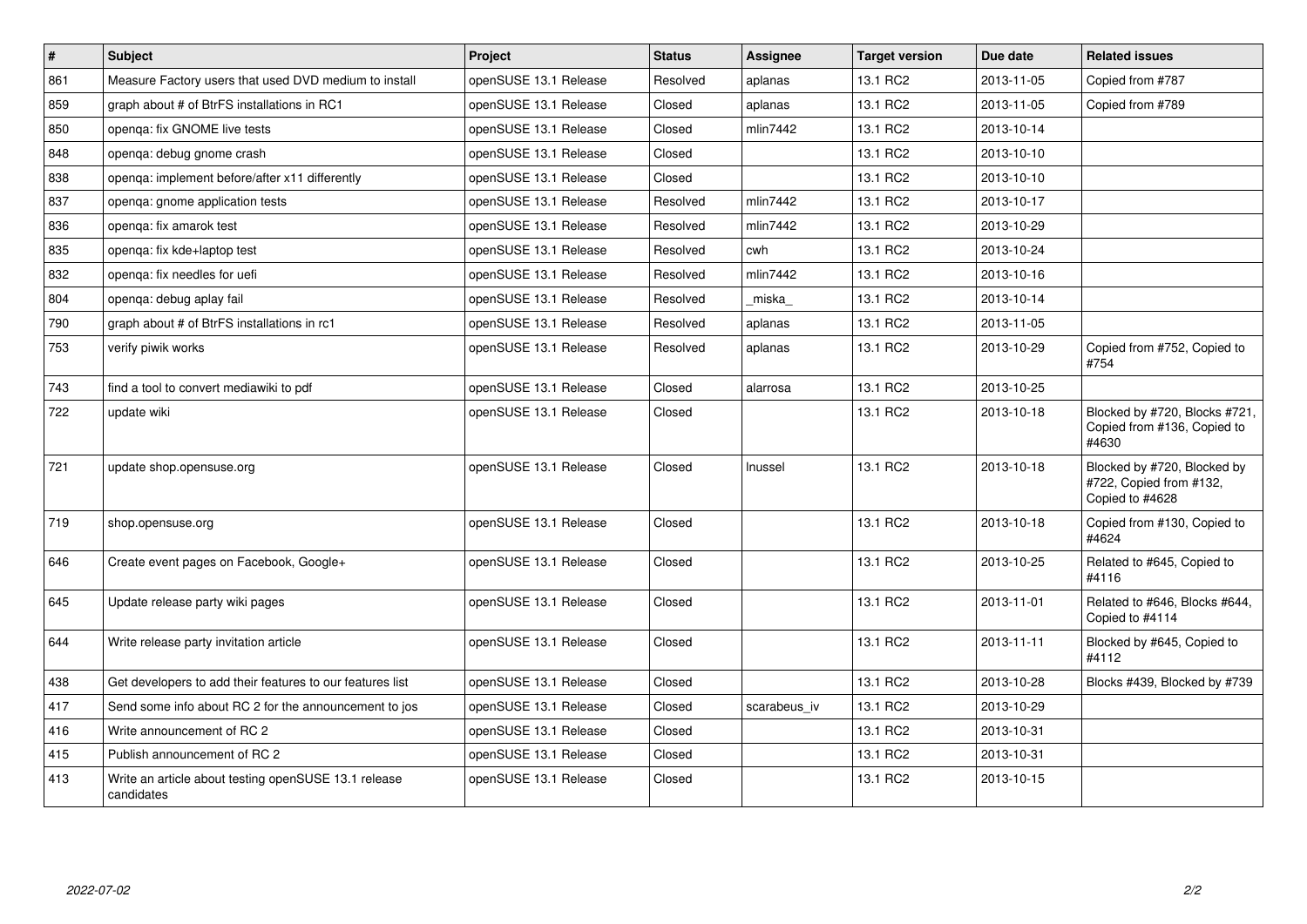| # | Subject | Project | Status | Assignee | Target version | Due date | Related issues |
|---|---|---|---|---|---|---|---|
| 861 | Measure Factory users that used DVD medium to install | openSUSE 13.1 Release | Resolved | aplanas | 13.1 RC2 | 2013-11-05 | Copied from #787 |
| 859 | graph about # of BtrFS installations in RC1 | openSUSE 13.1 Release | Closed | aplanas | 13.1 RC2 | 2013-11-05 | Copied from #789 |
| 850 | openqa: fix GNOME live tests | openSUSE 13.1 Release | Closed | mlin7442 | 13.1 RC2 | 2013-10-14 | |
| 848 | openqa: debug gnome crash | openSUSE 13.1 Release | Closed | | 13.1 RC2 | 2013-10-10 | |
| 838 | openqa: implement before/after x11 differently | openSUSE 13.1 Release | Closed | | 13.1 RC2 | 2013-10-10 | |
| 837 | openqa: gnome application tests | openSUSE 13.1 Release | Resolved | mlin7442 | 13.1 RC2 | 2013-10-17 | |
| 836 | openqa: fix amarok test | openSUSE 13.1 Release | Resolved | mlin7442 | 13.1 RC2 | 2013-10-29 | |
| 835 | openqa: fix kde+laptop test | openSUSE 13.1 Release | Resolved | cwh | 13.1 RC2 | 2013-10-24 | |
| 832 | openqa: fix needles for uefi | openSUSE 13.1 Release | Resolved | mlin7442 | 13.1 RC2 | 2013-10-16 | |
| 804 | openqa: debug aplay fail | openSUSE 13.1 Release | Resolved | _miska_ | 13.1 RC2 | 2013-10-14 | |
| 790 | graph about # of BtrFS installations in rc1 | openSUSE 13.1 Release | Resolved | aplanas | 13.1 RC2 | 2013-11-05 | |
| 753 | verify piwik works | openSUSE 13.1 Release | Resolved | aplanas | 13.1 RC2 | 2013-10-29 | Copied from #752, Copied to #754 |
| 743 | find a tool to convert mediawiki to pdf | openSUSE 13.1 Release | Closed | alarrosa | 13.1 RC2 | 2013-10-25 | |
| 722 | update wiki | openSUSE 13.1 Release | Closed | | 13.1 RC2 | 2013-10-18 | Blocked by #720, Blocks #721, Copied from #136, Copied to #4630 |
| 721 | update shop.opensuse.org | openSUSE 13.1 Release | Closed | lnussel | 13.1 RC2 | 2013-10-18 | Blocked by #720, Blocked by #722, Copied from #132, Copied to #4628 |
| 719 | shop.opensuse.org | openSUSE 13.1 Release | Closed | | 13.1 RC2 | 2013-10-18 | Copied from #130, Copied to #4624 |
| 646 | Create event pages on Facebook, Google+ | openSUSE 13.1 Release | Closed | | 13.1 RC2 | 2013-10-25 | Related to #645, Copied to #4116 |
| 645 | Update release party wiki pages | openSUSE 13.1 Release | Closed | | 13.1 RC2 | 2013-11-01 | Related to #646, Blocks #644, Copied to #4114 |
| 644 | Write release party invitation article | openSUSE 13.1 Release | Closed | | 13.1 RC2 | 2013-11-11 | Blocked by #645, Copied to #4112 |
| 438 | Get developers to add their features to our features list | openSUSE 13.1 Release | Closed | | 13.1 RC2 | 2013-10-28 | Blocks #439, Blocked by #739 |
| 417 | Send some info about RC 2 for the announcement to jos | openSUSE 13.1 Release | Closed | scarabeus_iv | 13.1 RC2 | 2013-10-29 | |
| 416 | Write announcement of RC 2 | openSUSE 13.1 Release | Closed | | 13.1 RC2 | 2013-10-31 | |
| 415 | Publish announcement of RC 2 | openSUSE 13.1 Release | Closed | | 13.1 RC2 | 2013-10-31 | |
| 413 | Write an article about testing openSUSE 13.1 release candidates | openSUSE 13.1 Release | Closed | | 13.1 RC2 | 2013-10-15 | |